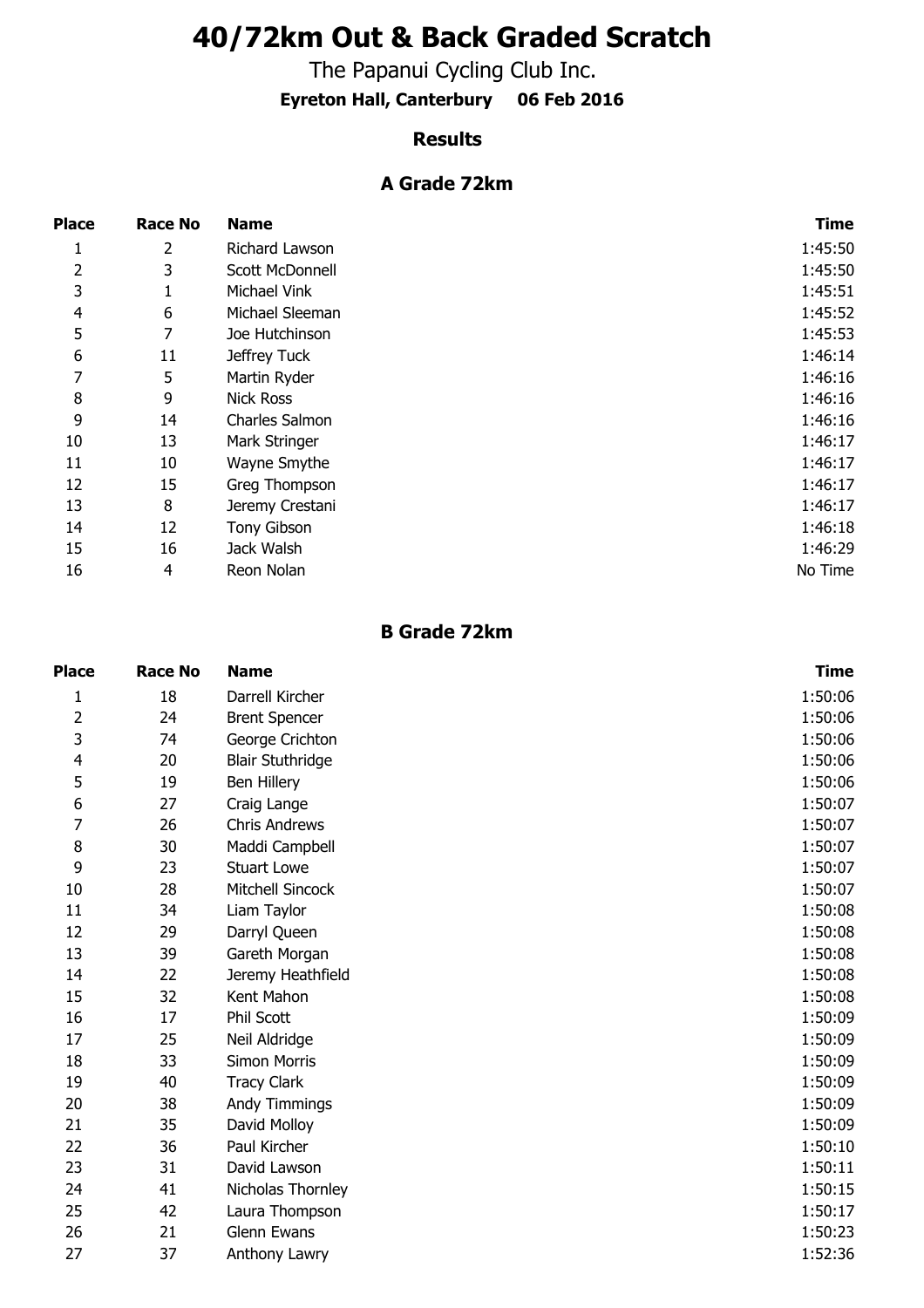# 40/72km Out & Back Graded Scratch

The Papanui Cycling Club Inc.

**Eyreton Hall, Canterbury 06 Feb 2016**

### Results

### A Grade 72km

| Place | Race No | Name | Time |
|---|---|---|---|
| 1 | 2 | Richard Lawson | 1:45:50 |
| 2 | 3 | Scott McDonnell | 1:45:50 |
| 3 | 1 | Michael Vink | 1:45:51 |
| 4 | 6 | Michael Sleeman | 1:45:52 |
| 5 | 7 | Joe Hutchinson | 1:45:53 |
| 6 | 11 | Jeffrey Tuck | 1:46:14 |
| 7 | 5 | Martin Ryder | 1:46:16 |
| 8 | 9 | Nick Ross | 1:46:16 |
| 9 | 14 | Charles Salmon | 1:46:16 |
| 10 | 13 | Mark Stringer | 1:46:17 |
| 11 | 10 | Wayne Smythe | 1:46:17 |
| 12 | 15 | Greg Thompson | 1:46:17 |
| 13 | 8 | Jeremy Crestani | 1:46:17 |
| 14 | 12 | Tony Gibson | 1:46:18 |
| 15 | 16 | Jack Walsh | 1:46:29 |
| 16 | 4 | Reon Nolan | No Time |

### B Grade 72km

| Place | Race No | Name | Time |
|---|---|---|---|
| 1 | 18 | Darrell Kircher | 1:50:06 |
| 2 | 24 | Brent Spencer | 1:50:06 |
| 3 | 74 | George Crichton | 1:50:06 |
| 4 | 20 | Blair Stuthridge | 1:50:06 |
| 5 | 19 | Ben Hillery | 1:50:06 |
| 6 | 27 | Craig Lange | 1:50:07 |
| 7 | 26 | Chris Andrews | 1:50:07 |
| 8 | 30 | Maddi Campbell | 1:50:07 |
| 9 | 23 | Stuart Lowe | 1:50:07 |
| 10 | 28 | Mitchell Sincock | 1:50:07 |
| 11 | 34 | Liam Taylor | 1:50:08 |
| 12 | 29 | Darryl Queen | 1:50:08 |
| 13 | 39 | Gareth Morgan | 1:50:08 |
| 14 | 22 | Jeremy Heathfield | 1:50:08 |
| 15 | 32 | Kent Mahon | 1:50:08 |
| 16 | 17 | Phil Scott | 1:50:09 |
| 17 | 25 | Neil Aldridge | 1:50:09 |
| 18 | 33 | Simon Morris | 1:50:09 |
| 19 | 40 | Tracy Clark | 1:50:09 |
| 20 | 38 | Andy Timmings | 1:50:09 |
| 21 | 35 | David Molloy | 1:50:09 |
| 22 | 36 | Paul Kircher | 1:50:10 |
| 23 | 31 | David Lawson | 1:50:11 |
| 24 | 41 | Nicholas Thornley | 1:50:15 |
| 25 | 42 | Laura Thompson | 1:50:17 |
| 26 | 21 | Glenn Ewans | 1:50:23 |
| 27 | 37 | Anthony Lawry | 1:52:36 |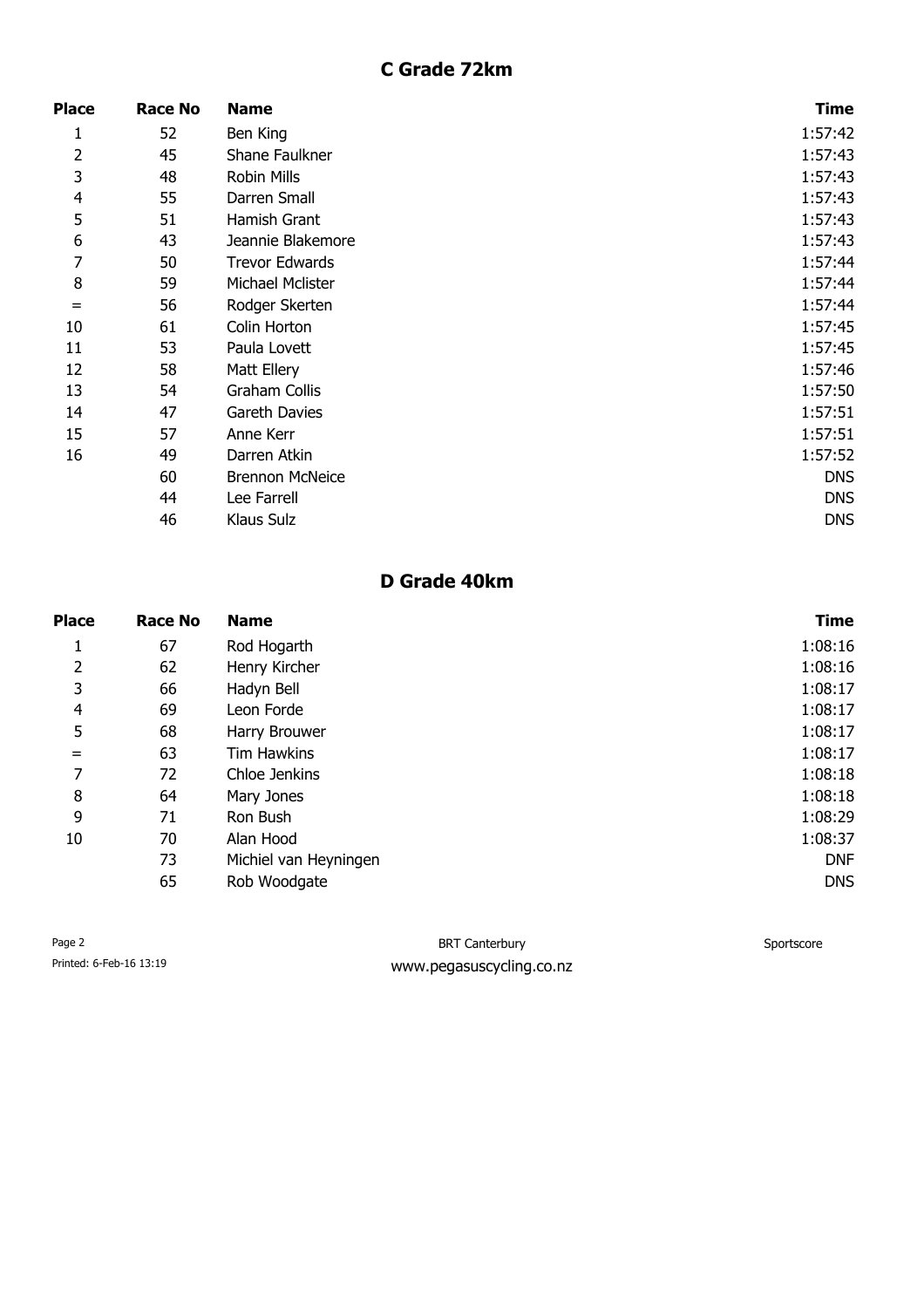## C Grade 72km

| Place | Race No | Name | Time |
|---|---|---|---|
| 1 | 52 | Ben King | 1:57:42 |
| 2 | 45 | Shane Faulkner | 1:57:43 |
| 3 | 48 | Robin Mills | 1:57:43 |
| 4 | 55 | Darren Small | 1:57:43 |
| 5 | 51 | Hamish Grant | 1:57:43 |
| 6 | 43 | Jeannie Blakemore | 1:57:43 |
| 7 | 50 | Trevor Edwards | 1:57:44 |
| 8 | 59 | Michael Mclister | 1:57:44 |
| = | 56 | Rodger Skerten | 1:57:44 |
| 10 | 61 | Colin Horton | 1:57:45 |
| 11 | 53 | Paula Lovett | 1:57:45 |
| 12 | 58 | Matt Ellery | 1:57:46 |
| 13 | 54 | Graham Collis | 1:57:50 |
| 14 | 47 | Gareth Davies | 1:57:51 |
| 15 | 57 | Anne Kerr | 1:57:51 |
| 16 | 49 | Darren Atkin | 1:57:52 |
| | 60 | Brennon McNeice | DNS |
| | 44 | Lee Farrell | DNS |
| | 46 | Klaus Sulz | DNS |

## D Grade 40km

| Place | Race No | Name | Time |
|---|---|---|---|
| 1 | 67 | Rod Hogarth | 1:08:16 |
| 2 | 62 | Henry Kircher | 1:08:16 |
| 3 | 66 | Hadyn Bell | 1:08:17 |
| 4 | 69 | Leon Forde | 1:08:17 |
| 5 | 68 | Harry Brouwer | 1:08:17 |
| = | 63 | Tim Hawkins | 1:08:17 |
| 7 | 72 | Chloe Jenkins | 1:08:18 |
| 8 | 64 | Mary Jones | 1:08:18 |
| 9 | 71 | Ron Bush | 1:08:29 |
| 10 | 70 | Alan Hood | 1:08:37 |
| | 73 | Michiel van Heyningen | DNF |
| | 65 | Rob Woodgate | DNS |